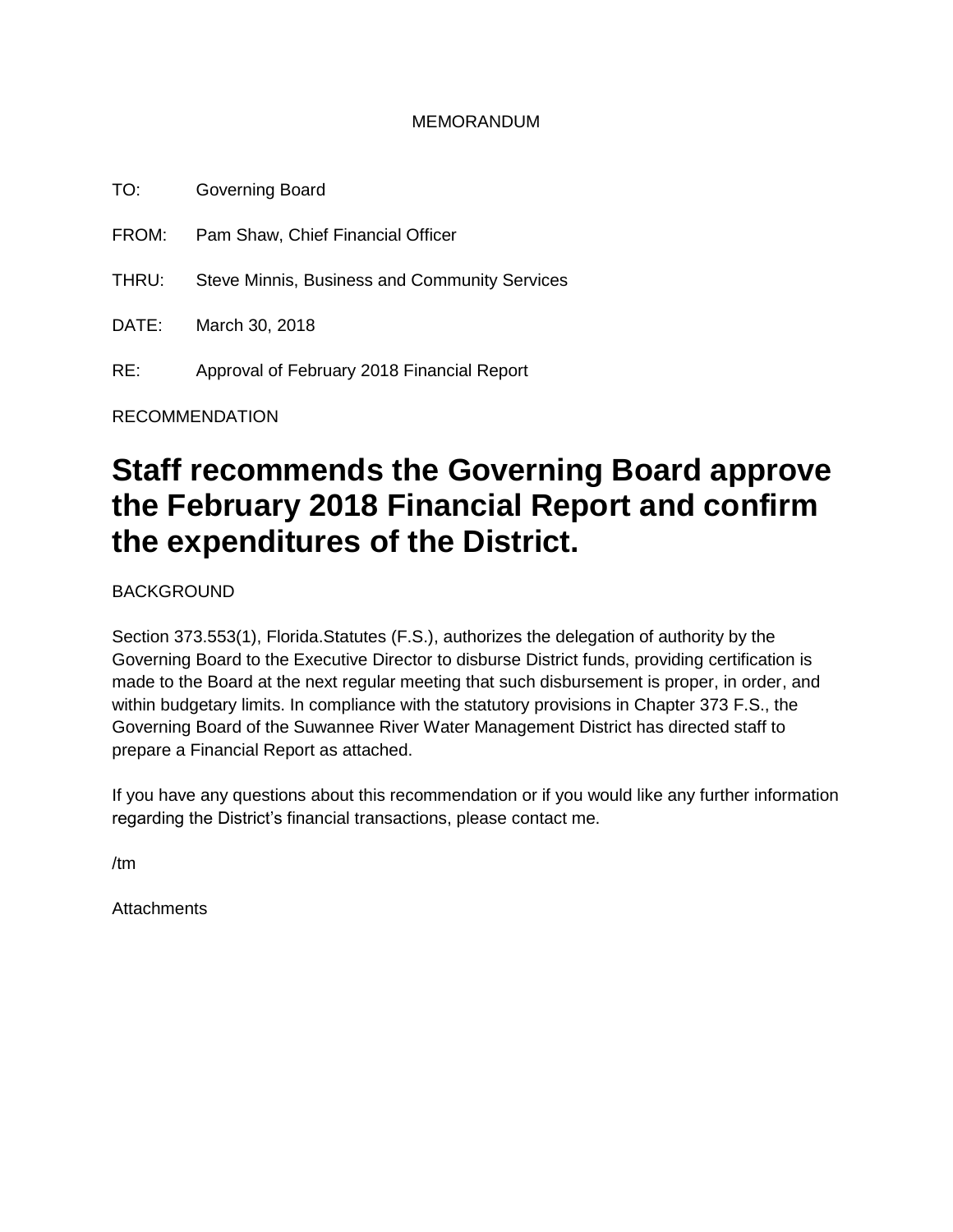MEMORANDUM

TO: Governing Board

FROM: Pam Shaw, Chief Financial Officer

THRU: Steve Minnis, Business and Community Services

DATE: March 30, 2018

RE: Approval of February 2018 Financial Report

RECOMMENDATION

# Staff recommends the Governing Board approve the February 2018 Financial Report and confirm the expenditures of the District.

BACKGROUND

Section 373.553(1), Florida.Statutes (F.S.), authorizes the delegation of authority by the Governing Board to the Executive Director to disburse District funds, providing certification is made to the Board at the next regular meeting that such disbursement is proper, in order, and within budgetary limits. In compliance with the statutory provisions in Chapter 373 F.S., the Governing Board of the Suwannee River Water Management District has directed staff to prepare a Financial Report as attached.

If you have any questions about this recommendation or if you would like any further information regarding the District's financial transactions, please contact me.

/tm

Attachments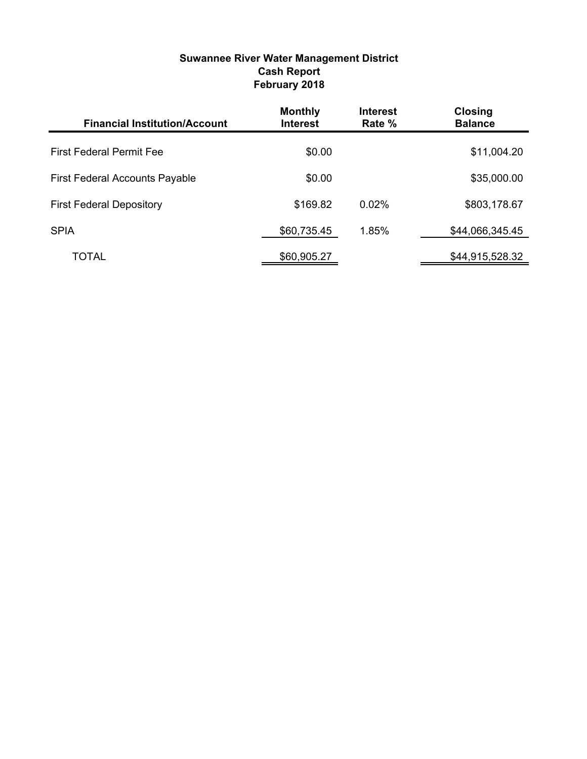**Suwannee River Water Management District**
**Cash Report**
**February 2018**

| Financial Institution/Account | Monthly Interest | Interest Rate % | Closing Balance |
|---|---|---|---|
| First Federal Permit Fee | $0.00 | | $11,004.20 |
| First Federal Accounts Payable | $0.00 | | $35,000.00 |
| First Federal Depository | $169.82 | 0.02% | $803,178.67 |
| SPIA | $60,735.45 | 1.85% | $44,066,345.45 |
| TOTAL | $60,905.27 | | $44,915,528.32 |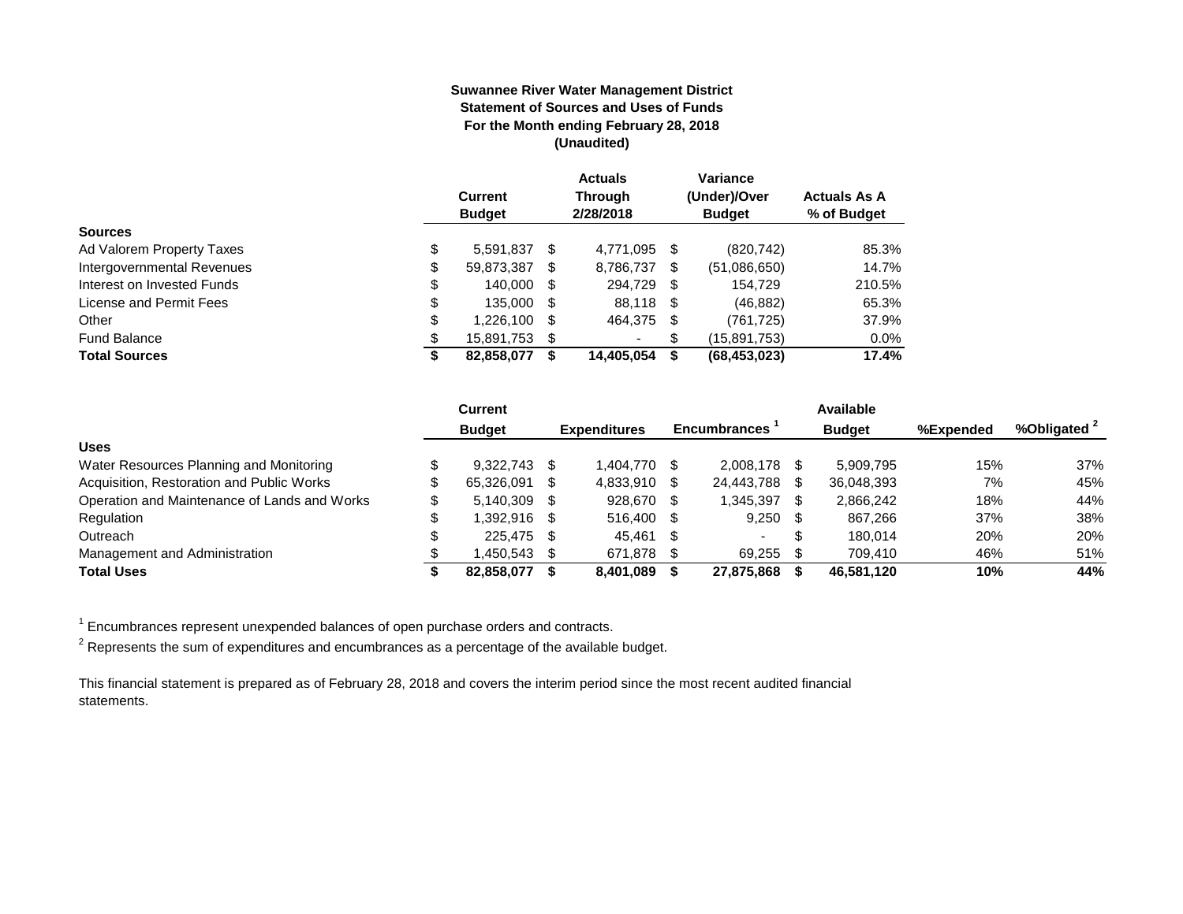**Suwannee River Water Management District**
**Statement of Sources and Uses of Funds**
**For the Month ending February 28, 2018**
**(Unaudited)**

| | Current Budget | Actuals Through 2/28/2018 | Variance (Under)/Over Budget | Actuals As A % of Budget |
|---|---|---|---|---|
| **Sources** | | | | |
| Ad Valorem Property Taxes | $ 5,591,837 | $ 4,771,095 | $ (820,742) | 85.3% |
| Intergovernmental Revenues | $ 59,873,387 | $ 8,786,737 | $ (51,086,650) | 14.7% |
| Interest on Invested Funds | $ 140,000 | $ 294,729 | $ 154,729 | 210.5% |
| License and Permit Fees | $ 135,000 | $ 88,118 | $ (46,882) | 65.3% |
| Other | $ 1,226,100 | $ 464,375 | $ (761,725) | 37.9% |
| Fund Balance | $ 15,891,753 | $ - | $ (15,891,753) | 0.0% |
| **Total Sources** | **$ 82,858,077** | **$ 14,405,054** | **$ (68,453,023)** | **17.4%** |

| | Current Budget | Expenditures | Encumbrances [1] | Available Budget | %Expended | %Obligated [2] |
|---|---|---|---|---|---|---|
| **Uses** | | | | | | |
| Water Resources Planning and Monitoring | $ 9,322,743 | $ 1,404,770 | $ 2,008,178 | $ 5,909,795 | 15% | 37% |
| Acquisition, Restoration and Public Works | $ 65,326,091 | $ 4,833,910 | $ 24,443,788 | $ 36,048,393 | 7% | 45% |
| Operation and Maintenance of Lands and Works | $ 5,140,309 | $ 928,670 | $ 1,345,397 | $ 2,866,242 | 18% | 44% |
| Regulation | $ 1,392,916 | $ 516,400 | $ 9,250 | $ 867,266 | 37% | 38% |
| Outreach | $ 225,475 | $ 45,461 | $ - | $ 180,014 | 20% | 20% |
| Management and Administration | $ 1,450,543 | $ 671,878 | $ 69,255 | $ 709,410 | 46% | 51% |
| **Total Uses** | **$ 82,858,077** | **$ 8,401,089** | **$ 27,875,868** | **$ 46,581,120** | **10%** | **44%** |

[1] Encumbrances represent unexpended balances of open purchase orders and contracts.

[2] Represents the sum of expenditures and encumbrances as a percentage of the available budget.

This financial statement is prepared as of February 28, 2018 and covers the interim period since the most recent audited financial statements.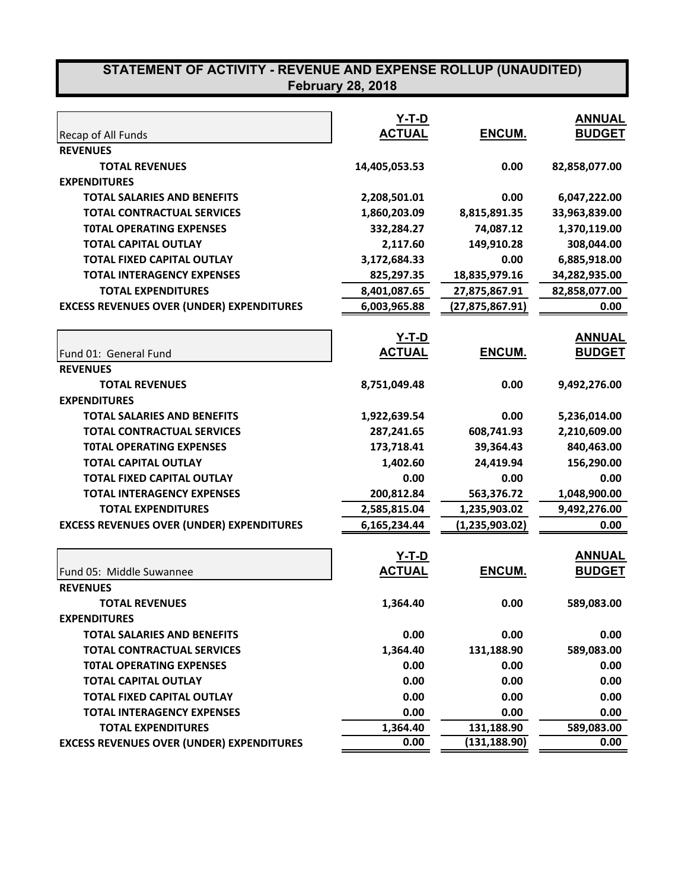# STATEMENT OF ACTIVITY - REVENUE AND EXPENSE ROLLUP (UNAUDITED)
## February 28, 2018

| Recap of All Funds | Y-T-D ACTUAL | ENCUM. | ANNUAL BUDGET |
|---|---|---|---|
| **REVENUES** | | | |
| **TOTAL REVENUES** | 14,405,053.53 | 0.00 | 82,858,077.00 |
| **EXPENDITURES** | | | |
| **TOTAL SALARIES AND BENEFITS** | 2,208,501.01 | 0.00 | 6,047,222.00 |
| **TOTAL CONTRACTUAL SERVICES** | 1,860,203.09 | 8,815,891.35 | 33,963,839.00 |
| **T0TAL OPERATING EXPENSES** | 332,284.27 | 74,087.12 | 1,370,119.00 |
| **TOTAL CAPITAL OUTLAY** | 2,117.60 | 149,910.28 | 308,044.00 |
| **TOTAL FIXED CAPITAL OUTLAY** | 3,172,684.33 | 0.00 | 6,885,918.00 |
| **TOTAL INTERAGENCY EXPENSES** | 825,297.35 | 18,835,979.16 | 34,282,935.00 |
| **TOTAL EXPENDITURES** | 8,401,087.65 | 27,875,867.91 | 82,858,077.00 |
| **EXCESS REVENUES OVER (UNDER) EXPENDITURES** | 6,003,965.88 | (27,875,867.91) | 0.00 |

| Fund 01: General Fund | Y-T-D ACTUAL | ENCUM. | ANNUAL BUDGET |
|---|---|---|---|
| **REVENUES** | | | |
| **TOTAL REVENUES** | 8,751,049.48 | 0.00 | 9,492,276.00 |
| **EXPENDITURES** | | | |
| **TOTAL SALARIES AND BENEFITS** | 1,922,639.54 | 0.00 | 5,236,014.00 |
| **TOTAL CONTRACTUAL SERVICES** | 287,241.65 | 608,741.93 | 2,210,609.00 |
| **T0TAL OPERATING EXPENSES** | 173,718.41 | 39,364.43 | 840,463.00 |
| **TOTAL CAPITAL OUTLAY** | 1,402.60 | 24,419.94 | 156,290.00 |
| **TOTAL FIXED CAPITAL OUTLAY** | 0.00 | 0.00 | 0.00 |
| **TOTAL INTERAGENCY EXPENSES** | 200,812.84 | 563,376.72 | 1,048,900.00 |
| **TOTAL EXPENDITURES** | 2,585,815.04 | 1,235,903.02 | 9,492,276.00 |
| **EXCESS REVENUES OVER (UNDER) EXPENDITURES** | 6,165,234.44 | (1,235,903.02) | 0.00 |

| Fund 05: Middle Suwannee | Y-T-D ACTUAL | ENCUM. | ANNUAL BUDGET |
|---|---|---|---|
| **REVENUES** | | | |
| **TOTAL REVENUES** | 1,364.40 | 0.00 | 589,083.00 |
| **EXPENDITURES** | | | |
| **TOTAL SALARIES AND BENEFITS** | 0.00 | 0.00 | 0.00 |
| **TOTAL CONTRACTUAL SERVICES** | 1,364.40 | 131,188.90 | 589,083.00 |
| **T0TAL OPERATING EXPENSES** | 0.00 | 0.00 | 0.00 |
| **TOTAL CAPITAL OUTLAY** | 0.00 | 0.00 | 0.00 |
| **TOTAL FIXED CAPITAL OUTLAY** | 0.00 | 0.00 | 0.00 |
| **TOTAL INTERAGENCY EXPENSES** | 0.00 | 0.00 | 0.00 |
| **TOTAL EXPENDITURES** | 1,364.40 | 131,188.90 | 589,083.00 |
| **EXCESS REVENUES OVER (UNDER) EXPENDITURES** | 0.00 | (131,188.90) | 0.00 |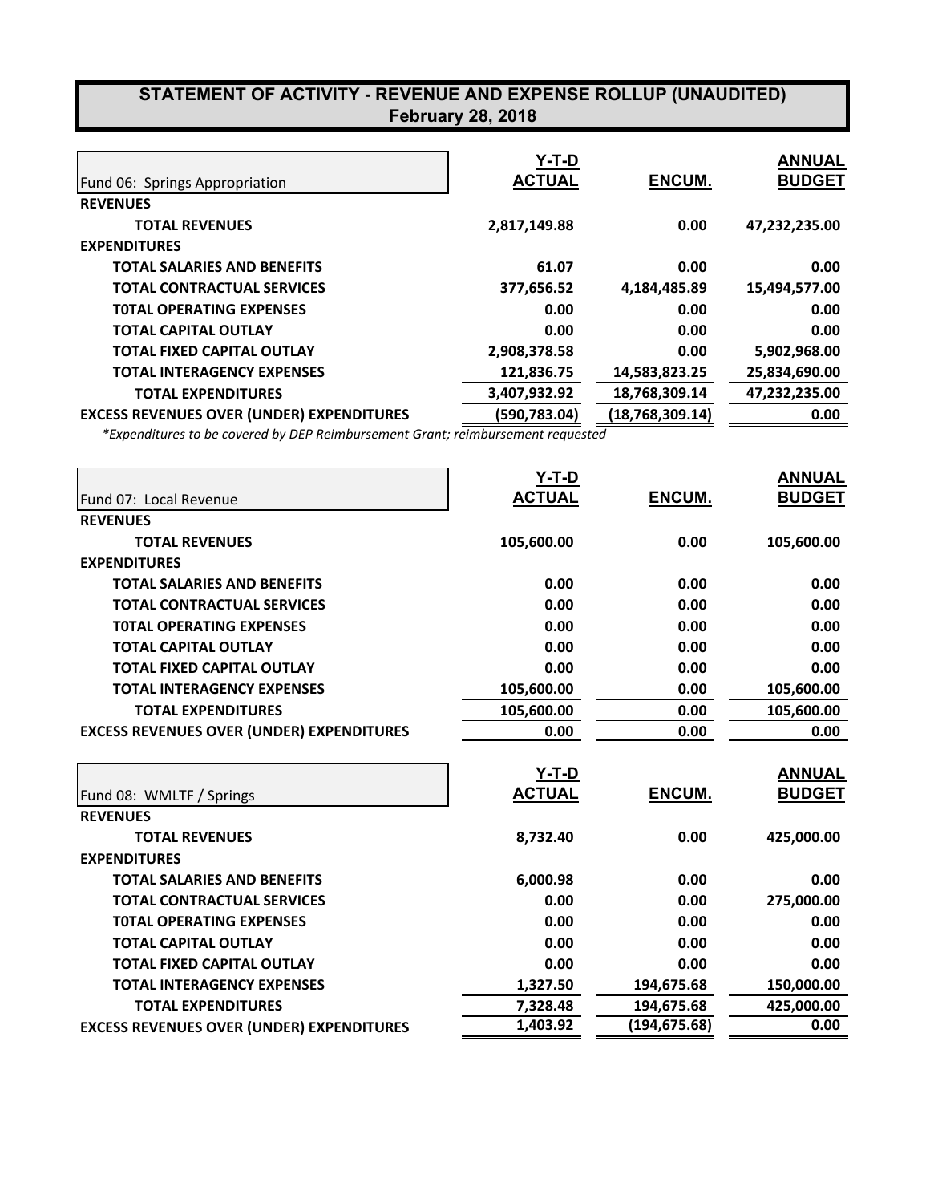# STATEMENT OF ACTIVITY - REVENUE AND EXPENSE ROLLUP (UNAUDITED)
## February 28, 2018

| Fund 06: Springs Appropriation | Y-T-D ACTUAL | ENCUM. | ANNUAL BUDGET |
|---|---|---|---|
| **REVENUES** | | | |
| **TOTAL REVENUES** | 2,817,149.88 | 0.00 | 47,232,235.00 |
| **EXPENDITURES** | | | |
| **TOTAL SALARIES AND BENEFITS** | 61.07 | 0.00 | 0.00 |
| **TOTAL CONTRACTUAL SERVICES** | 377,656.52 | 4,184,485.89 | 15,494,577.00 |
| **T0TAL OPERATING EXPENSES** | 0.00 | 0.00 | 0.00 |
| **TOTAL CAPITAL OUTLAY** | 0.00 | 0.00 | 0.00 |
| **TOTAL FIXED CAPITAL OUTLAY** | 2,908,378.58 | 0.00 | 5,902,968.00 |
| **TOTAL INTERAGENCY EXPENSES** | 121,836.75 | 14,583,823.25 | 25,834,690.00 |
| **TOTAL EXPENDITURES** | 3,407,932.92 | 18,768,309.14 | 47,232,235.00 |
| **EXCESS REVENUES OVER (UNDER) EXPENDITURES** | (590,783.04) | (18,768,309.14) | 0.00 |

*\*Expenditures to be covered by DEP Reimbursement Grant; reimbursement requested*

| Fund 07: Local Revenue | Y-T-D ACTUAL | ENCUM. | ANNUAL BUDGET |
|---|---|---|---|
| **REVENUES** | | | |
| **TOTAL REVENUES** | 105,600.00 | 0.00 | 105,600.00 |
| **EXPENDITURES** | | | |
| **TOTAL SALARIES AND BENEFITS** | 0.00 | 0.00 | 0.00 |
| **TOTAL CONTRACTUAL SERVICES** | 0.00 | 0.00 | 0.00 |
| **T0TAL OPERATING EXPENSES** | 0.00 | 0.00 | 0.00 |
| **TOTAL CAPITAL OUTLAY** | 0.00 | 0.00 | 0.00 |
| **TOTAL FIXED CAPITAL OUTLAY** | 0.00 | 0.00 | 0.00 |
| **TOTAL INTERAGENCY EXPENSES** | 105,600.00 | 0.00 | 105,600.00 |
| **TOTAL EXPENDITURES** | 105,600.00 | 0.00 | 105,600.00 |
| **EXCESS REVENUES OVER (UNDER) EXPENDITURES** | 0.00 | 0.00 | 0.00 |

| Fund 08: WMLTF / Springs | Y-T-D ACTUAL | ENCUM. | ANNUAL BUDGET |
|---|---|---|---|
| **REVENUES** | | | |
| **TOTAL REVENUES** | 8,732.40 | 0.00 | 425,000.00 |
| **EXPENDITURES** | | | |
| **TOTAL SALARIES AND BENEFITS** | 6,000.98 | 0.00 | 0.00 |
| **TOTAL CONTRACTUAL SERVICES** | 0.00 | 0.00 | 275,000.00 |
| **T0TAL OPERATING EXPENSES** | 0.00 | 0.00 | 0.00 |
| **TOTAL CAPITAL OUTLAY** | 0.00 | 0.00 | 0.00 |
| **TOTAL FIXED CAPITAL OUTLAY** | 0.00 | 0.00 | 0.00 |
| **TOTAL INTERAGENCY EXPENSES** | 1,327.50 | 194,675.68 | 150,000.00 |
| **TOTAL EXPENDITURES** | 7,328.48 | 194,675.68 | 425,000.00 |
| **EXCESS REVENUES OVER (UNDER) EXPENDITURES** | 1,403.92 | (194,675.68) | 0.00 |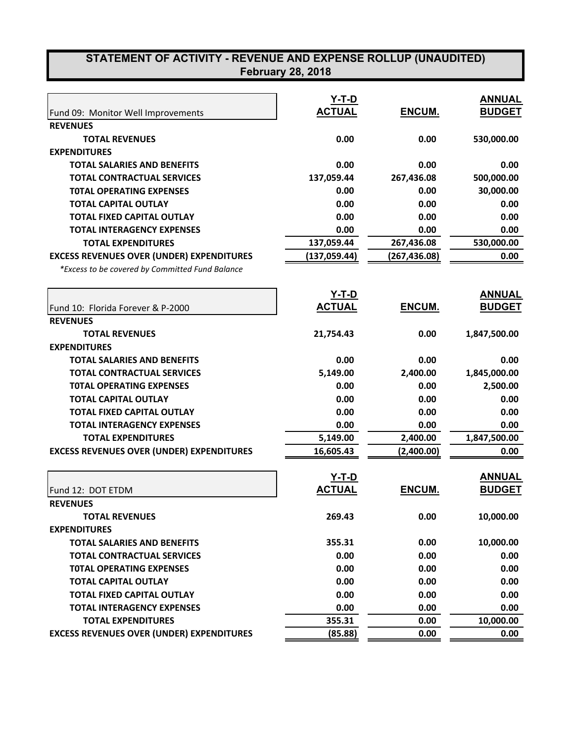# STATEMENT OF ACTIVITY - REVENUE AND EXPENSE ROLLUP (UNAUDITED)
## February 28, 2018

| Fund 09: Monitor Well Improvements | Y-T-D ACTUAL | ENCUM. | ANNUAL BUDGET |
|---|---|---|---|
| **REVENUES** | | | |
| **TOTAL REVENUES** | 0.00 | 0.00 | 530,000.00 |
| **EXPENDITURES** | | | |
| **TOTAL SALARIES AND BENEFITS** | 0.00 | 0.00 | 0.00 |
| **TOTAL CONTRACTUAL SERVICES** | 137,059.44 | 267,436.08 | 500,000.00 |
| **T0TAL OPERATING EXPENSES** | 0.00 | 0.00 | 30,000.00 |
| **TOTAL CAPITAL OUTLAY** | 0.00 | 0.00 | 0.00 |
| **TOTAL FIXED CAPITAL OUTLAY** | 0.00 | 0.00 | 0.00 |
| **TOTAL INTERAGENCY EXPENSES** | 0.00 | 0.00 | 0.00 |
| **TOTAL EXPENDITURES** | 137,059.44 | 267,436.08 | 530,000.00 |
| **EXCESS REVENUES OVER (UNDER) EXPENDITURES** | (137,059.44) | (267,436.08) | 0.00 |

*\*Excess to be covered by Committed Fund Balance*

| Fund 10: Florida Forever & P-2000 | Y-T-D ACTUAL | ENCUM. | ANNUAL BUDGET |
|---|---|---|---|
| **REVENUES** | | | |
| **TOTAL REVENUES** | 21,754.43 | 0.00 | 1,847,500.00 |
| **EXPENDITURES** | | | |
| **TOTAL SALARIES AND BENEFITS** | 0.00 | 0.00 | 0.00 |
| **TOTAL CONTRACTUAL SERVICES** | 5,149.00 | 2,400.00 | 1,845,000.00 |
| **T0TAL OPERATING EXPENSES** | 0.00 | 0.00 | 2,500.00 |
| **TOTAL CAPITAL OUTLAY** | 0.00 | 0.00 | 0.00 |
| **TOTAL FIXED CAPITAL OUTLAY** | 0.00 | 0.00 | 0.00 |
| **TOTAL INTERAGENCY EXPENSES** | 0.00 | 0.00 | 0.00 |
| **TOTAL EXPENDITURES** | 5,149.00 | 2,400.00 | 1,847,500.00 |
| **EXCESS REVENUES OVER (UNDER) EXPENDITURES** | 16,605.43 | (2,400.00) | 0.00 |

| Fund 12: DOT ETDM | Y-T-D ACTUAL | ENCUM. | ANNUAL BUDGET |
|---|---|---|---|
| **REVENUES** | | | |
| **TOTAL REVENUES** | 269.43 | 0.00 | 10,000.00 |
| **EXPENDITURES** | | | |
| **TOTAL SALARIES AND BENEFITS** | 355.31 | 0.00 | 10,000.00 |
| **TOTAL CONTRACTUAL SERVICES** | 0.00 | 0.00 | 0.00 |
| **T0TAL OPERATING EXPENSES** | 0.00 | 0.00 | 0.00 |
| **TOTAL CAPITAL OUTLAY** | 0.00 | 0.00 | 0.00 |
| **TOTAL FIXED CAPITAL OUTLAY** | 0.00 | 0.00 | 0.00 |
| **TOTAL INTERAGENCY EXPENSES** | 0.00 | 0.00 | 0.00 |
| **TOTAL EXPENDITURES** | 355.31 | 0.00 | 10,000.00 |
| **EXCESS REVENUES OVER (UNDER) EXPENDITURES** | (85.88) | 0.00 | 0.00 |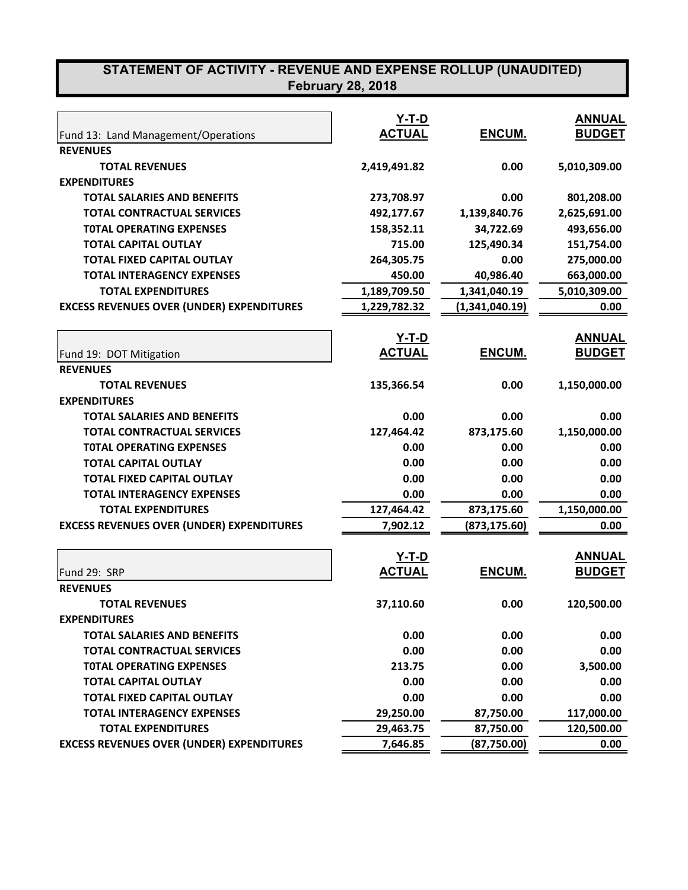# STATEMENT OF ACTIVITY - REVENUE AND EXPENSE ROLLUP (UNAUDITED)
## February 28, 2018

| Fund 13: Land Management/Operations | Y-T-D ACTUAL | ENCUM. | ANNUAL BUDGET |
|---|---|---|---|
| **REVENUES** | | | |
| **TOTAL REVENUES** | 2,419,491.82 | 0.00 | 5,010,309.00 |
| **EXPENDITURES** | | | |
| **TOTAL SALARIES AND BENEFITS** | 273,708.97 | 0.00 | 801,208.00 |
| **TOTAL CONTRACTUAL SERVICES** | 492,177.67 | 1,139,840.76 | 2,625,691.00 |
| **T0TAL OPERATING EXPENSES** | 158,352.11 | 34,722.69 | 493,656.00 |
| **TOTAL CAPITAL OUTLAY** | 715.00 | 125,490.34 | 151,754.00 |
| **TOTAL FIXED CAPITAL OUTLAY** | 264,305.75 | 0.00 | 275,000.00 |
| **TOTAL INTERAGENCY EXPENSES** | 450.00 | 40,986.40 | 663,000.00 |
| **TOTAL EXPENDITURES** | 1,189,709.50 | 1,341,040.19 | 5,010,309.00 |
| **EXCESS REVENUES OVER (UNDER) EXPENDITURES** | 1,229,782.32 | (1,341,040.19) | 0.00 |

| Fund 19: DOT Mitigation | Y-T-D ACTUAL | ENCUM. | ANNUAL BUDGET |
|---|---|---|---|
| **REVENUES** | | | |
| **TOTAL REVENUES** | 135,366.54 | 0.00 | 1,150,000.00 |
| **EXPENDITURES** | | | |
| **TOTAL SALARIES AND BENEFITS** | 0.00 | 0.00 | 0.00 |
| **TOTAL CONTRACTUAL SERVICES** | 127,464.42 | 873,175.60 | 1,150,000.00 |
| **T0TAL OPERATING EXPENSES** | 0.00 | 0.00 | 0.00 |
| **TOTAL CAPITAL OUTLAY** | 0.00 | 0.00 | 0.00 |
| **TOTAL FIXED CAPITAL OUTLAY** | 0.00 | 0.00 | 0.00 |
| **TOTAL INTERAGENCY EXPENSES** | 0.00 | 0.00 | 0.00 |
| **TOTAL EXPENDITURES** | 127,464.42 | 873,175.60 | 1,150,000.00 |
| **EXCESS REVENUES OVER (UNDER) EXPENDITURES** | 7,902.12 | (873,175.60) | 0.00 |

| Fund 29: SRP | Y-T-D ACTUAL | ENCUM. | ANNUAL BUDGET |
|---|---|---|---|
| **REVENUES** | | | |
| **TOTAL REVENUES** | 37,110.60 | 0.00 | 120,500.00 |
| **EXPENDITURES** | | | |
| **TOTAL SALARIES AND BENEFITS** | 0.00 | 0.00 | 0.00 |
| **TOTAL CONTRACTUAL SERVICES** | 0.00 | 0.00 | 0.00 |
| **T0TAL OPERATING EXPENSES** | 213.75 | 0.00 | 3,500.00 |
| **TOTAL CAPITAL OUTLAY** | 0.00 | 0.00 | 0.00 |
| **TOTAL FIXED CAPITAL OUTLAY** | 0.00 | 0.00 | 0.00 |
| **TOTAL INTERAGENCY EXPENSES** | 29,250.00 | 87,750.00 | 117,000.00 |
| **TOTAL EXPENDITURES** | 29,463.75 | 87,750.00 | 120,500.00 |
| **EXCESS REVENUES OVER (UNDER) EXPENDITURES** | 7,646.85 | (87,750.00) | 0.00 |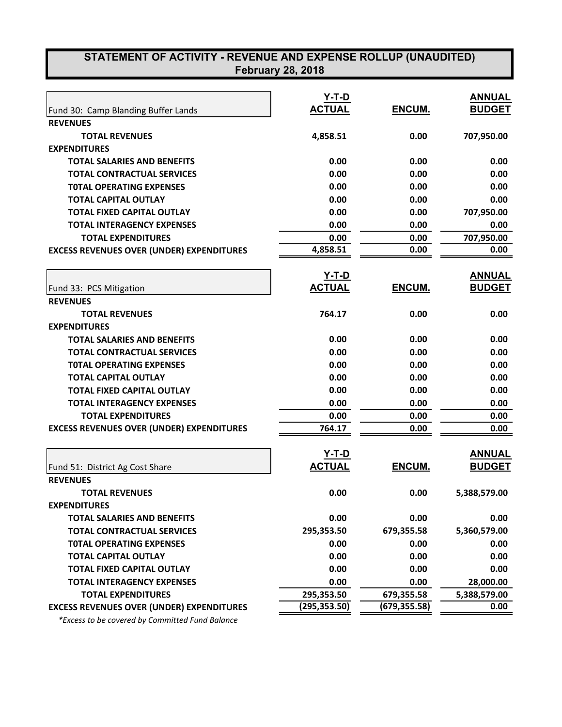# STATEMENT OF ACTIVITY - REVENUE AND EXPENSE ROLLUP (UNAUDITED)
## February 28, 2018

| Fund 30: Camp Blanding Buffer Lands | Y-T-D ACTUAL | ENCUM. | ANNUAL BUDGET |
|---|---|---|---|
| **REVENUES** | | | |
| **TOTAL REVENUES** | 4,858.51 | 0.00 | 707,950.00 |
| **EXPENDITURES** | | | |
| **TOTAL SALARIES AND BENEFITS** | 0.00 | 0.00 | 0.00 |
| **TOTAL CONTRACTUAL SERVICES** | 0.00 | 0.00 | 0.00 |
| **T0TAL OPERATING EXPENSES** | 0.00 | 0.00 | 0.00 |
| **TOTAL CAPITAL OUTLAY** | 0.00 | 0.00 | 0.00 |
| **TOTAL FIXED CAPITAL OUTLAY** | 0.00 | 0.00 | 707,950.00 |
| **TOTAL INTERAGENCY EXPENSES** | 0.00 | 0.00 | 0.00 |
| **TOTAL EXPENDITURES** | 0.00 | 0.00 | 707,950.00 |
| **EXCESS REVENUES OVER (UNDER) EXPENDITURES** | 4,858.51 | 0.00 | 0.00 |

| Fund 33: PCS Mitigation | Y-T-D ACTUAL | ENCUM. | ANNUAL BUDGET |
|---|---|---|---|
| **REVENUES** | | | |
| **TOTAL REVENUES** | 764.17 | 0.00 | 0.00 |
| **EXPENDITURES** | | | |
| **TOTAL SALARIES AND BENEFITS** | 0.00 | 0.00 | 0.00 |
| **TOTAL CONTRACTUAL SERVICES** | 0.00 | 0.00 | 0.00 |
| **T0TAL OPERATING EXPENSES** | 0.00 | 0.00 | 0.00 |
| **TOTAL CAPITAL OUTLAY** | 0.00 | 0.00 | 0.00 |
| **TOTAL FIXED CAPITAL OUTLAY** | 0.00 | 0.00 | 0.00 |
| **TOTAL INTERAGENCY EXPENSES** | 0.00 | 0.00 | 0.00 |
| **TOTAL EXPENDITURES** | 0.00 | 0.00 | 0.00 |
| **EXCESS REVENUES OVER (UNDER) EXPENDITURES** | 764.17 | 0.00 | 0.00 |

| Fund 51: District Ag Cost Share | Y-T-D ACTUAL | ENCUM. | ANNUAL BUDGET |
|---|---|---|---|
| **REVENUES** | | | |
| **TOTAL REVENUES** | 0.00 | 0.00 | 5,388,579.00 |
| **EXPENDITURES** | | | |
| **TOTAL SALARIES AND BENEFITS** | 0.00 | 0.00 | 0.00 |
| **TOTAL CONTRACTUAL SERVICES** | 295,353.50 | 679,355.58 | 5,360,579.00 |
| **T0TAL OPERATING EXPENSES** | 0.00 | 0.00 | 0.00 |
| **TOTAL CAPITAL OUTLAY** | 0.00 | 0.00 | 0.00 |
| **TOTAL FIXED CAPITAL OUTLAY** | 0.00 | 0.00 | 0.00 |
| **TOTAL INTERAGENCY EXPENSES** | 0.00 | 0.00 | 28,000.00 |
| **TOTAL EXPENDITURES** | 295,353.50 | 679,355.58 | 5,388,579.00 |
| **EXCESS REVENUES OVER (UNDER) EXPENDITURES** | (295,353.50) | (679,355.58) | 0.00 |

*\*Excess to be covered by Committed Fund Balance*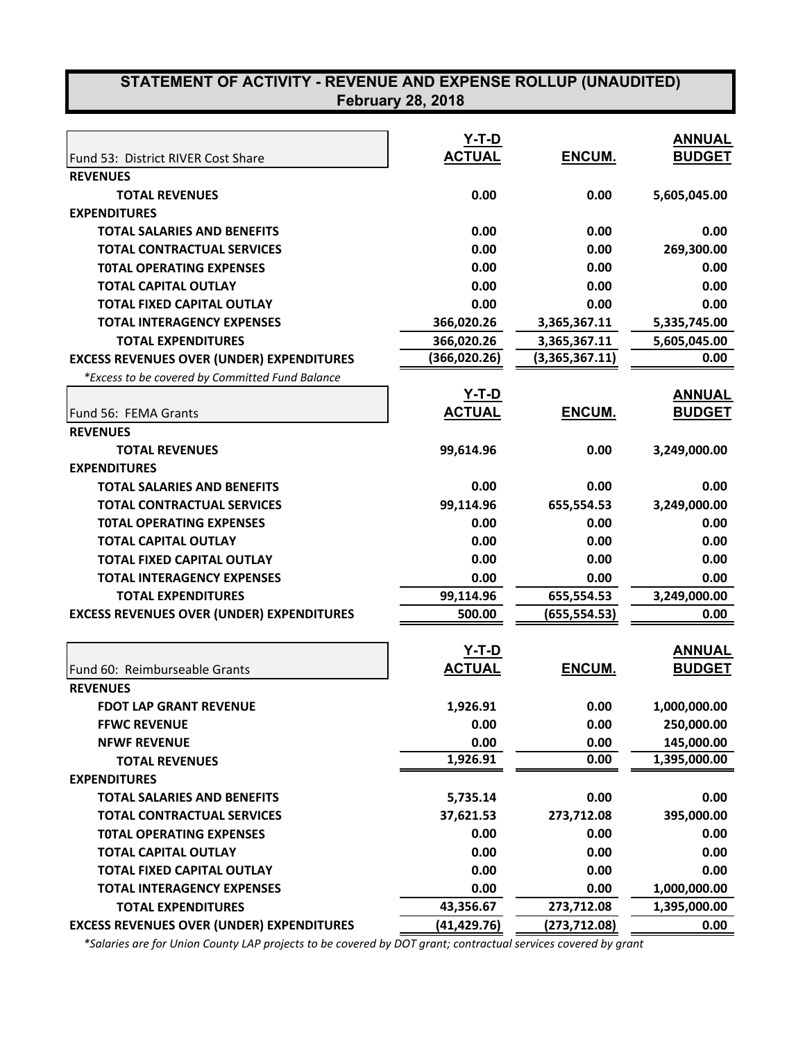# STATEMENT OF ACTIVITY - REVENUE AND EXPENSE ROLLUP (UNAUDITED)
## February 28, 2018

| Fund 53: District RIVER Cost Share | Y-T-D ACTUAL | ENCUM. | ANNUAL BUDGET |
|---|---|---|---|
| **REVENUES** | | | |
| **TOTAL REVENUES** | 0.00 | 0.00 | 5,605,045.00 |
| **EXPENDITURES** | | | |
| **TOTAL SALARIES AND BENEFITS** | 0.00 | 0.00 | 0.00 |
| **TOTAL CONTRACTUAL SERVICES** | 0.00 | 0.00 | 269,300.00 |
| **T0TAL OPERATING EXPENSES** | 0.00 | 0.00 | 0.00 |
| **TOTAL CAPITAL OUTLAY** | 0.00 | 0.00 | 0.00 |
| **TOTAL FIXED CAPITAL OUTLAY** | 0.00 | 0.00 | 0.00 |
| **TOTAL INTERAGENCY EXPENSES** | 366,020.26 | 3,365,367.11 | 5,335,745.00 |
| **TOTAL EXPENDITURES** | 366,020.26 | 3,365,367.11 | 5,605,045.00 |
| **EXCESS REVENUES OVER (UNDER) EXPENDITURES** | (366,020.26) | (3,365,367.11) | 0.00 |

*\*Excess to be covered by Committed Fund Balance*

| Fund 56: FEMA Grants | Y-T-D ACTUAL | ENCUM. | ANNUAL BUDGET |
|---|---|---|---|
| **REVENUES** | | | |
| **TOTAL REVENUES** | 99,614.96 | 0.00 | 3,249,000.00 |
| **EXPENDITURES** | | | |
| **TOTAL SALARIES AND BENEFITS** | 0.00 | 0.00 | 0.00 |
| **TOTAL CONTRACTUAL SERVICES** | 99,114.96 | 655,554.53 | 3,249,000.00 |
| **T0TAL OPERATING EXPENSES** | 0.00 | 0.00 | 0.00 |
| **TOTAL CAPITAL OUTLAY** | 0.00 | 0.00 | 0.00 |
| **TOTAL FIXED CAPITAL OUTLAY** | 0.00 | 0.00 | 0.00 |
| **TOTAL INTERAGENCY EXPENSES** | 0.00 | 0.00 | 0.00 |
| **TOTAL EXPENDITURES** | 99,114.96 | 655,554.53 | 3,249,000.00 |
| **EXCESS REVENUES OVER (UNDER) EXPENDITURES** | 500.00 | (655,554.53) | 0.00 |

| Fund 60: Reimburseable Grants | Y-T-D ACTUAL | ENCUM. | ANNUAL BUDGET |
|---|---|---|---|
| **REVENUES** | | | |
| **FDOT LAP GRANT REVENUE** | 1,926.91 | 0.00 | 1,000,000.00 |
| **FFWC REVENUE** | 0.00 | 0.00 | 250,000.00 |
| **NFWF REVENUE** | 0.00 | 0.00 | 145,000.00 |
| **TOTAL REVENUES** | 1,926.91 | 0.00 | 1,395,000.00 |
| **EXPENDITURES** | | | |
| **TOTAL SALARIES AND BENEFITS** | 5,735.14 | 0.00 | 0.00 |
| **TOTAL CONTRACTUAL SERVICES** | 37,621.53 | 273,712.08 | 395,000.00 |
| **T0TAL OPERATING EXPENSES** | 0.00 | 0.00 | 0.00 |
| **TOTAL CAPITAL OUTLAY** | 0.00 | 0.00 | 0.00 |
| **TOTAL FIXED CAPITAL OUTLAY** | 0.00 | 0.00 | 0.00 |
| **TOTAL INTERAGENCY EXPENSES** | 0.00 | 0.00 | 1,000,000.00 |
| **TOTAL EXPENDITURES** | 43,356.67 | 273,712.08 | 1,395,000.00 |
| **EXCESS REVENUES OVER (UNDER) EXPENDITURES** | (41,429.76) | (273,712.08) | 0.00 |

*\*Salaries are for Union County LAP projects to be covered by DOT grant; contractual services covered by grant*